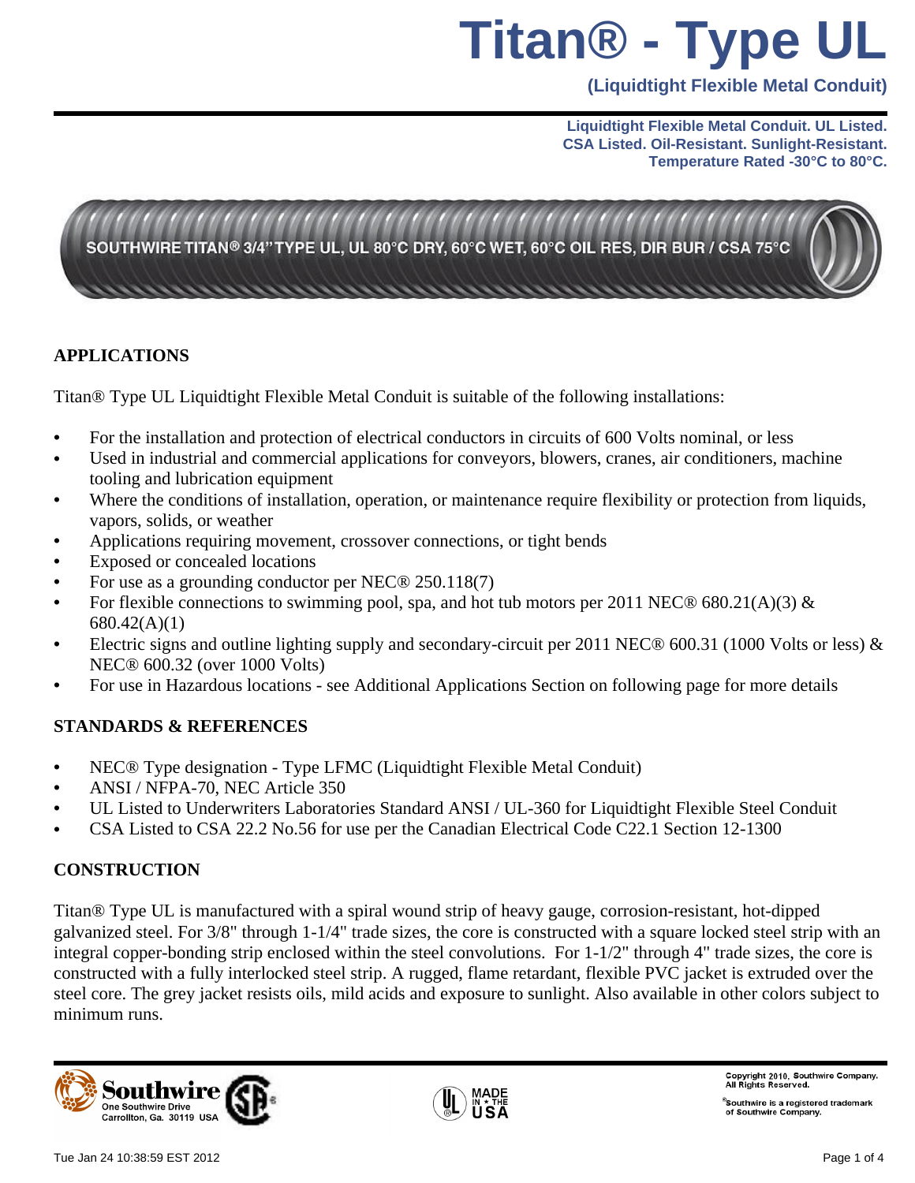# Titan® - Type UL

**(Liquidtight Flexible Metal Conduit)**

**Liquidtight Flexible Metal Conduit. UL Listed.
CSA Listed. Oil-Resistant. Sunlight-Resistant.
Temperature Rated -30°C to 80°C.**

## APPLICATIONS

Titan® Type UL Liquidtight Flexible Metal Conduit is suitable of the following installations:

- For the installation and protection of electrical conductors in circuits of 600 Volts nominal, or less
- Used in industrial and commercial applications for conveyors, blowers, cranes, air conditioners, machine tooling and lubrication equipment
- Where the conditions of installation, operation, or maintenance require flexibility or protection from liquids, vapors, solids, or weather
- Applications requiring movement, crossover connections, or tight bends
- Exposed or concealed locations
- For use as a grounding conductor per NEC® 250.118(7)
- For flexible connections to swimming pool, spa, and hot tub motors per 2011 NEC® 680.21(A)(3) & 680.42(A)(1)
- Electric signs and outline lighting supply and secondary-circuit per 2011 NEC® 600.31 (1000 Volts or less) & NEC® 600.32 (over 1000 Volts)
- For use in Hazardous locations - see Additional Applications Section on following page for more details

## STANDARDS & REFERENCES

- NEC® Type designation - Type LFMC (Liquidtight Flexible Metal Conduit)
- ANSI / NFPA-70, NEC Article 350
- UL Listed to Underwriters Laboratories Standard ANSI / UL-360 for Liquidtight Flexible Steel Conduit
- CSA Listed to CSA 22.2 No.56 for use per the Canadian Electrical Code C22.1 Section 12-1300

## CONSTRUCTION

Titan® Type UL is manufactured with a spiral wound strip of heavy gauge, corrosion-resistant, hot-dipped galvanized steel. For 3/8" through 1-1/4" trade sizes, the core is constructed with a square locked steel strip with an integral copper-bonding strip enclosed within the steel convolutions. For 1-1/2" through 4" trade sizes, the core is constructed with a fully interlocked steel strip. A rugged, flame retardant, flexible PVC jacket is extruded over the steel core. The grey jacket resists oils, mild acids and exposure to sunlight. Also available in other colors subject to minimum runs.

Southwire
One Southwire Drive
Carrollton, Ga. 30119 USA

Copyright 2010, Southwire Company. All Rights Reserved.

®Southwire is a registered trademark of Southwire Company.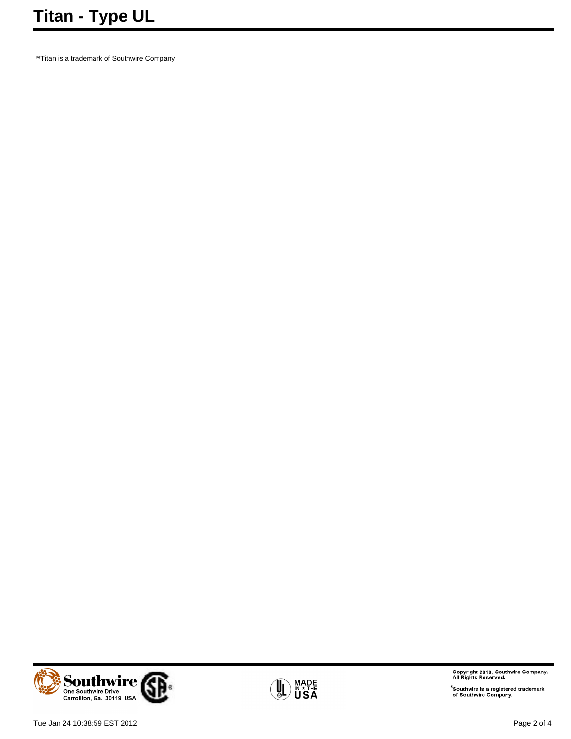™Titan is a trademark of Southwire Company

Southwire
One Southwire Drive
Carrollton, Ga. 30119 USA

MADE IN ★ THE USA

Copyright 2010, Southwire Company.
All Rights Reserved.

®Southwire is a registered trademark of Southwire Company.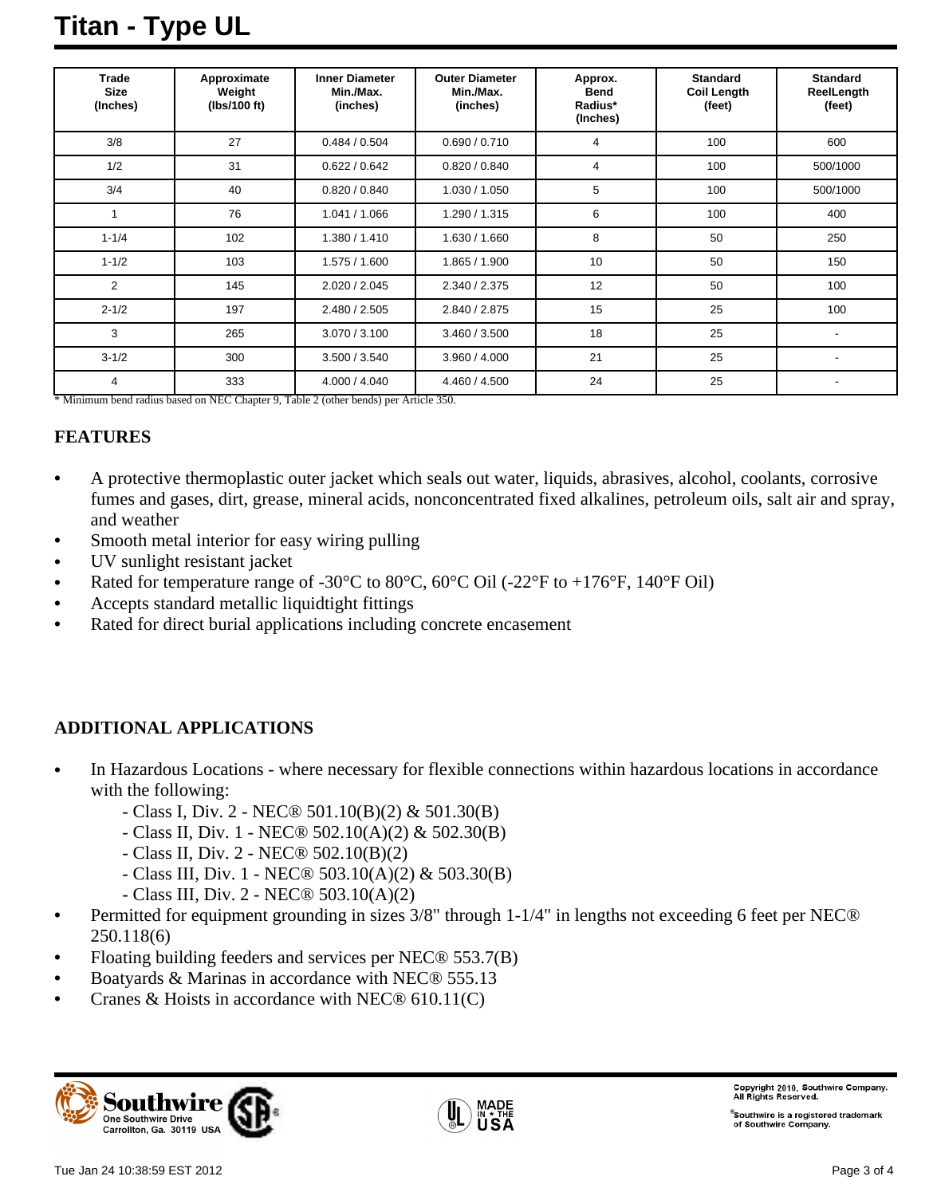# Titan - Type UL

| Trade Size (Inches) | Approximate Weight (lbs/100 ft) | Inner Diameter Min./Max. (inches) | Outer Diameter Min./Max. (inches) | Approx. Bend Radius* (Inches) | Standard Coil Length (feet) | Standard ReelLength (feet) |
|---|---|---|---|---|---|---|
| 3/8 | 27 | 0.484 / 0.504 | 0.690 / 0.710 | 4 | 100 | 600 |
| 1/2 | 31 | 0.622 / 0.642 | 0.820 / 0.840 | 4 | 100 | 500/1000 |
| 3/4 | 40 | 0.820 / 0.840 | 1.030 / 1.050 | 5 | 100 | 500/1000 |
| 1 | 76 | 1.041 / 1.066 | 1.290 / 1.315 | 6 | 100 | 400 |
| 1-1/4 | 102 | 1.380 / 1.410 | 1.630 / 1.660 | 8 | 50 | 250 |
| 1-1/2 | 103 | 1.575 / 1.600 | 1.865 / 1.900 | 10 | 50 | 150 |
| 2 | 145 | 2.020 / 2.045 | 2.340 / 2.375 | 12 | 50 | 100 |
| 2-1/2 | 197 | 2.480 / 2.505 | 2.840 / 2.875 | 15 | 25 | 100 |
| 3 | 265 | 3.070 / 3.100 | 3.460 / 3.500 | 18 | 25 | - |
| 3-1/2 | 300 | 3.500 / 3.540 | 3.960 / 4.000 | 21 | 25 | - |
| 4 | 333 | 4.000 / 4.040 | 4.460 / 4.500 | 24 | 25 | - |

* Minimum bend radius based on NEC Chapter 9, Table 2 (other bends) per Article 350.

## FEATURES

- A protective thermoplastic outer jacket which seals out water, liquids, abrasives, alcohol, coolants, corrosive fumes and gases, dirt, grease, mineral acids, nonconcentrated fixed alkalines, petroleum oils, salt air and spray, and weather
- Smooth metal interior for easy wiring pulling
- UV sunlight resistant jacket
- Rated for temperature range of -30°C to 80°C, 60°C Oil (-22°F to +176°F, 140°F Oil)
- Accepts standard metallic liquidtight fittings
- Rated for direct burial applications including concrete encasement

## ADDITIONAL APPLICATIONS

- In Hazardous Locations - where necessary for flexible connections within hazardous locations in accordance with the following:
  - Class I, Div. 2 - NEC® 501.10(B)(2) & 501.30(B)
  - Class II, Div. 1 - NEC® 502.10(A)(2) & 502.30(B)
  - Class II, Div. 2 - NEC® 502.10(B)(2)
  - Class III, Div. 1 - NEC® 503.10(A)(2) & 503.30(B)
  - Class III, Div. 2 - NEC® 503.10(A)(2)
- Permitted for equipment grounding in sizes 3/8" through 1-1/4" in lengths not exceeding 6 feet per NEC® 250.118(6)
- Floating building feeders and services per NEC® 553.7(B)
- Boatyards & Marinas in accordance with NEC® 555.13
- Cranes & Hoists in accordance with NEC® 610.11(C)

Southwire
One Southwire Drive
Carrollton, Ga. 30119 USA

MADE IN THE USA

Copyright 2010, Southwire Company. All Rights Reserved.

®Southwire is a registered trademark of Southwire Company.

Tue Jan 24 10:38:59 EST 2012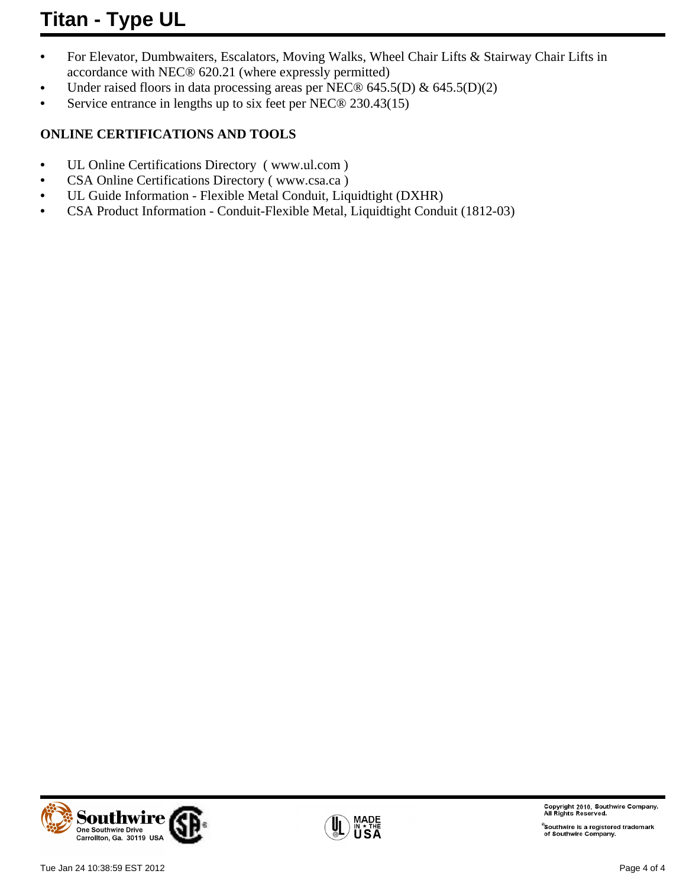# Titan - Type UL

- For Elevator, Dumbwaiters, Escalators, Moving Walks, Wheel Chair Lifts & Stairway Chair Lifts in accordance with NEC® 620.21 (where expressly permitted)
- Under raised floors in data processing areas per NEC® 645.5(D) & 645.5(D)(2)
- Service entrance in lengths up to six feet per NEC® 230.43(15)

**ONLINE CERTIFICATIONS AND TOOLS**

- UL Online Certifications Directory ( www.ul.com )
- CSA Online Certifications Directory ( www.csa.ca )
- UL Guide Information - Flexible Metal Conduit, Liquidtight (DXHR)
- CSA Product Information - Conduit-Flexible Metal, Liquidtight Conduit (1812-03)

Southwire
One Southwire Drive
Carrollton, Ga. 30119 USA

MADE IN THE USA

Copyright 2010, Southwire Company.
All Rights Reserved.

®Southwire is a registered trademark of Southwire Company.

Tue Jan 24 10:38:59 EST 2012